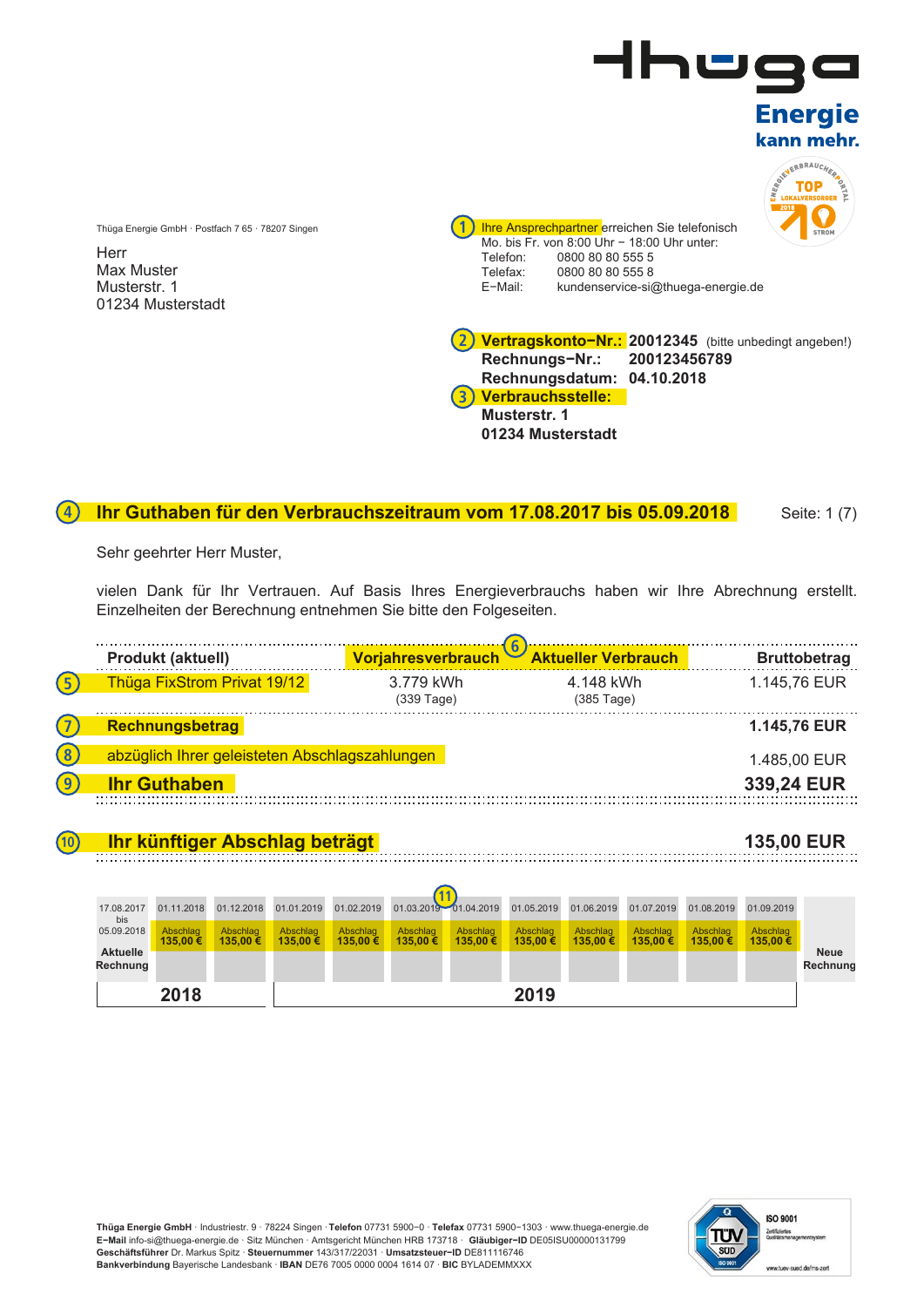thüga

**Energie**
**kann mehr.**

Thüga Energie GmbH · Postfach 7 65 · 78207 Singen

Herr
Max Muster
Musterstr. 1
01234 Musterstadt

(1) Ihre Ansprechpartner erreichen Sie telefonisch
Mo. bis Fr. von 8:00 Uhr – 18:00 Uhr unter:

Telefon: 0800 80 80 555 5
Telefax: 0800 80 80 555 8
E-Mail: kundenservice-si@thuega-energie.de

(2) **Vertragskonto-Nr.: 20012345** (bitte unbedingt angeben!)
**Rechnungs-Nr.: 200123456789**
**Rechnungsdatum: 04.10.2018**
(3) **Verbrauchsstelle:**
**Musterstr. 1**
**01234 Musterstadt**

## (4) Ihr Guthaben für den Verbrauchszeitraum vom 17.08.2017 bis 05.09.2018

Seite: 1 (7)

Sehr geehrter Herr Muster,

vielen Dank für Ihr Vertrauen. Auf Basis Ihres Energieverbrauchs haben wir Ihre Abrechnung erstellt. Einzelheiten der Berechnung entnehmen Sie bitte den Folgeseiten.

| | Produkt (aktuell) | Vorjahresverbrauch | (6) Aktueller Verbrauch | Bruttobetrag |
|---|---|---|---|---|
| (5) | Thüga FixStrom Privat 19/12 | 3.779 kWh (339 Tage) | 4.148 kWh (385 Tage) | 1.145,76 EUR |
| (7) | **Rechnungsbetrag** | | | **1.145,76 EUR** |
| (8) | abzüglich Ihrer geleisteten Abschlagszahlungen | | | 1.485,00 EUR |
| (9) | **Ihr Guthaben** | | | **339,24 EUR** |

(10) **Ihr künftiger Abschlag beträgt** **135,00 EUR**

(11)

| 17.08.2017 bis 05.09.2018 | 01.11.2018 | 01.12.2018 | 01.01.2019 | 01.02.2019 | 01.03.2019 | 01.04.2019 | 01.05.2019 | 01.06.2019 | 01.07.2019 | 01.08.2019 | 01.09.2019 | |
|---|---|---|---|---|---|---|---|---|---|---|---|---|
| | Abschlag 135,00 € | Abschlag 135,00 € | Abschlag 135,00 € | Abschlag 135,00 € | Abschlag 135,00 € | Abschlag 135,00 € | Abschlag 135,00 € | Abschlag 135,00 € | Abschlag 135,00 € | Abschlag 135,00 € | Abschlag 135,00 € | |
| **Aktuelle Rechnung** | | | | | | | | | | | | **Neue Rechnung** |
| **2018** | | | **2019** | | | | | | | | | |

**Thüga Energie GmbH** · Industriestr. 9 · 78224 Singen · **Telefon** 07731 5900–0 · **Telefax** 07731 5900–1303 · www.thuega-energie.de
**E-Mail** info-si@thuega-energie.de · Sitz München · Amtsgericht München HRB 173718 · **Gläubiger-ID** DE05ISU00000131799
**Geschäftsführer** Dr. Markus Spitz · **Steuernummer** 143/317/22031 · **Umsatzsteuer-ID** DE811116746
**Bankverbindung** Bayerische Landesbank · **IBAN** DE76 7005 0000 0004 1614 07 · **BIC** BYLADEMMXXX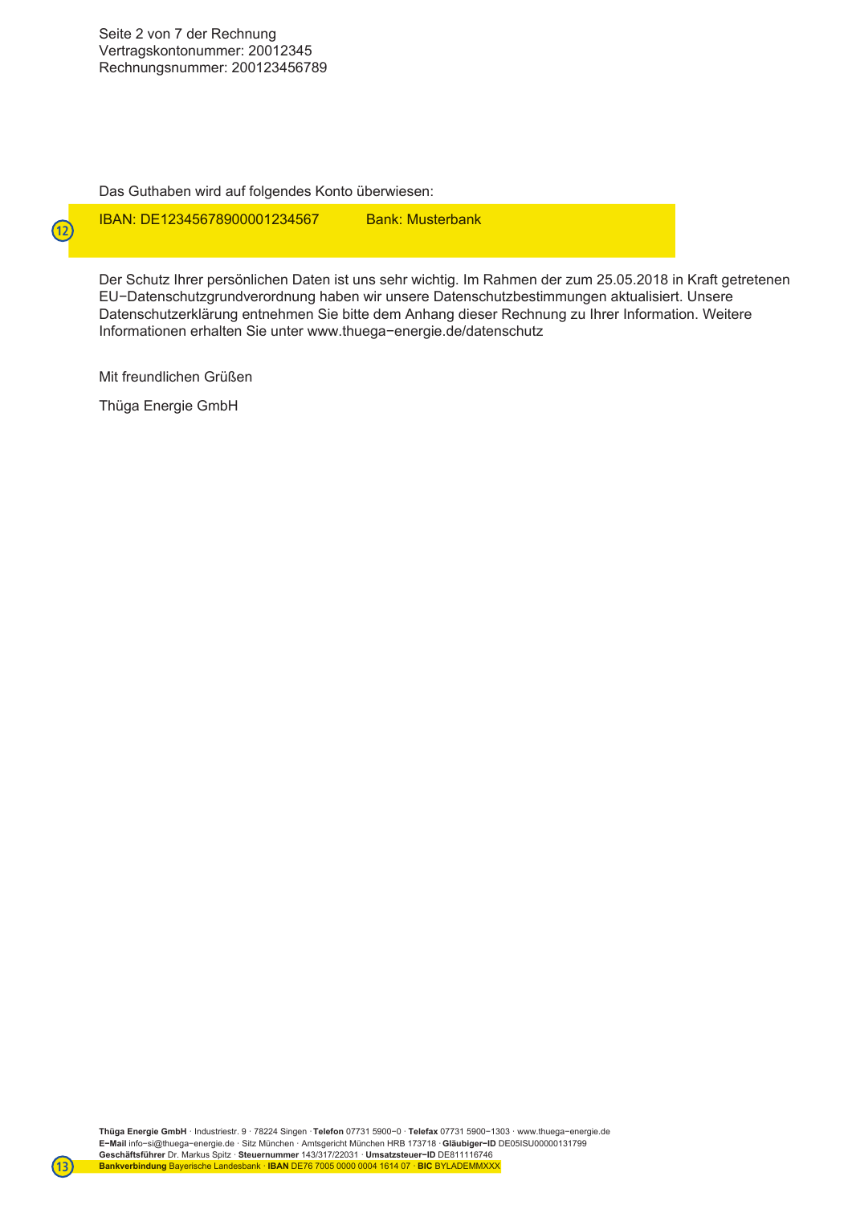Das Guthaben wird auf folgendes Konto überwiesen:

(12) IBAN: DE12345678900001234567 Bank: Musterbank

Der Schutz Ihrer persönlichen Daten ist uns sehr wichtig. Im Rahmen der zum 25.05.2018 in Kraft getretenen EU−Datenschutzgrundverordnung haben wir unsere Datenschutzbestimmungen aktualisiert. Unsere Datenschutzerklärung entnehmen Sie bitte dem Anhang dieser Rechnung zu Ihrer Information. Weitere Informationen erhalten Sie unter www.thuega−energie.de/datenschutz

Mit freundlichen Grüßen

Thüga Energie GmbH

**Thüga Energie GmbH** · Industriestr. 9 · 78224 Singen · **Telefon** 07731 5900−0 · **Telefax** 07731 5900−1303 · www.thuega−energie.de
**E−Mail** info−si@thuega−energie.de · Sitz München · Amtsgericht München HRB 173718 · **Gläubiger−ID** DE05ISU00000131799
**Geschäftsführer** Dr. Markus Spitz · **Steuernummer** 143/317/22031 · **Umsatzsteuer−ID** DE811116746
(13) **Bankverbindung** Bayerische Landesbank · **IBAN** DE76 7005 0000 0004 1614 07 · **BIC** BYLADEMMXXX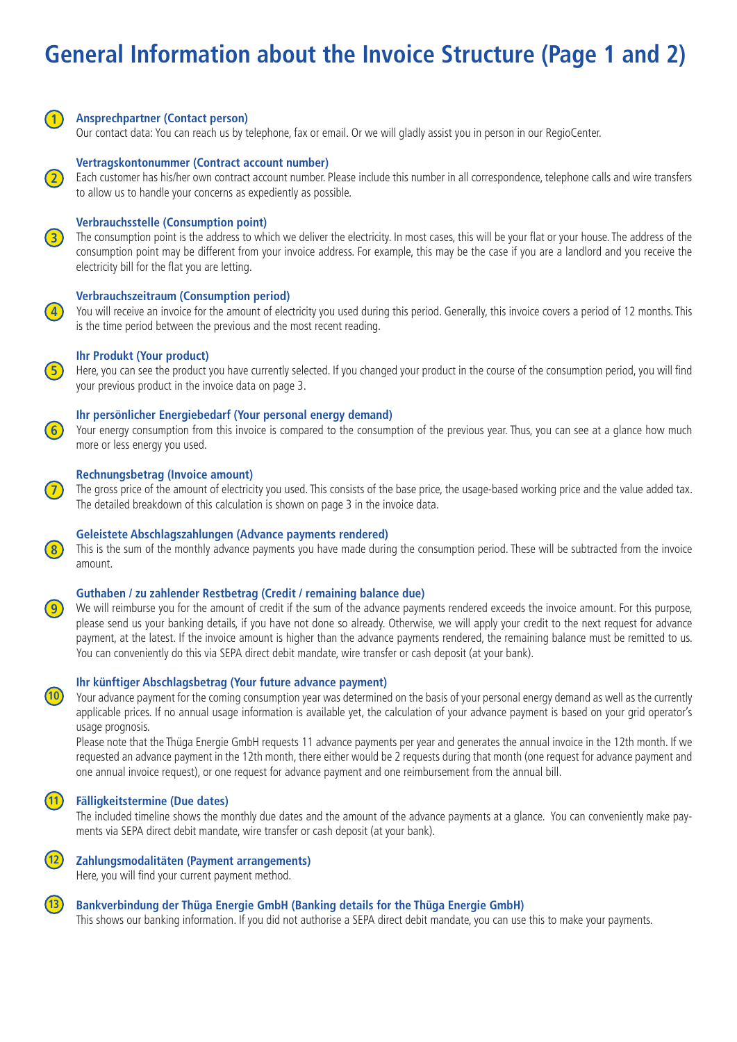# General Information about the Invoice Structure (Page 1 and 2)

1. **Ansprechpartner (Contact person)**
   Our contact data: You can reach us by telephone, fax or email. Or we will gladly assist you in person in our RegioCenter.

2. **Vertragskontonummer (Contract account number)**
   Each customer has his/her own contract account number. Please include this number in all correspondence, telephone calls and wire transfers to allow us to handle your concerns as expediently as possible.

3. **Verbrauchsstelle (Consumption point)**
   The consumption point is the address to which we deliver the electricity. In most cases, this will be your flat or your house. The address of the consumption point may be different from your invoice address. For example, this may be the case if you are a landlord and you receive the electricity bill for the flat you are letting.

4. **Verbrauchszeitraum (Consumption period)**
   You will receive an invoice for the amount of electricity you used during this period. Generally, this invoice covers a period of 12 months. This is the time period between the previous and the most recent reading.

5. **Ihr Produkt (Your product)**
   Here, you can see the product you have currently selected. If you changed your product in the course of the consumption period, you will find your previous product in the invoice data on page 3.

6. **Ihr persönlicher Energiebedarf (Your personal energy demand)**
   Your energy consumption from this invoice is compared to the consumption of the previous year. Thus, you can see at a glance how much more or less energy you used.

7. **Rechnungsbetrag (Invoice amount)**
   The gross price of the amount of electricity you used. This consists of the base price, the usage-based working price and the value added tax. The detailed breakdown of this calculation is shown on page 3 in the invoice data.

8. **Geleistete Abschlagszahlungen (Advance payments rendered)**
   This is the sum of the monthly advance payments you have made during the consumption period. These will be subtracted from the invoice amount.

9. **Guthaben / zu zahlender Restbetrag (Credit / remaining balance due)**
   We will reimburse you for the amount of credit if the sum of the advance payments rendered exceeds the invoice amount. For this purpose, please send us your banking details, if you have not done so already. Otherwise, we will apply your credit to the next request for advance payment, at the latest. If the invoice amount is higher than the advance payments rendered, the remaining balance must be remitted to us. You can conveniently do this via SEPA direct debit mandate, wire transfer or cash deposit (at your bank).

10. **Ihr künftiger Abschlagsbetrag (Your future advance payment)**
    Your advance payment for the coming consumption year was determined on the basis of your personal energy demand as well as the currently applicable prices. If no annual usage information is available yet, the calculation of your advance payment is based on your grid operator's usage prognosis.
    Please note that the Thüga Energie GmbH requests 11 advance payments per year and generates the annual invoice in the 12th month. If we requested an advance payment in the 12th month, there either would be 2 requests during that month (one request for advance payment and one annual invoice request), or one request for advance payment and one reimbursement from the annual bill.

11. **Fälligkeitstermine (Due dates)**
    The included timeline shows the monthly due dates and the amount of the advance payments at a glance. You can conveniently make payments via SEPA direct debit mandate, wire transfer or cash deposit (at your bank).

12. **Zahlungsmodalitäten (Payment arrangements)**
    Here, you will find your current payment method.

13. **Bankverbindung der Thüga Energie GmbH (Banking details for the Thüga Energie GmbH)**
    This shows our banking information. If you did not authorise a SEPA direct debit mandate, you can use this to make your payments.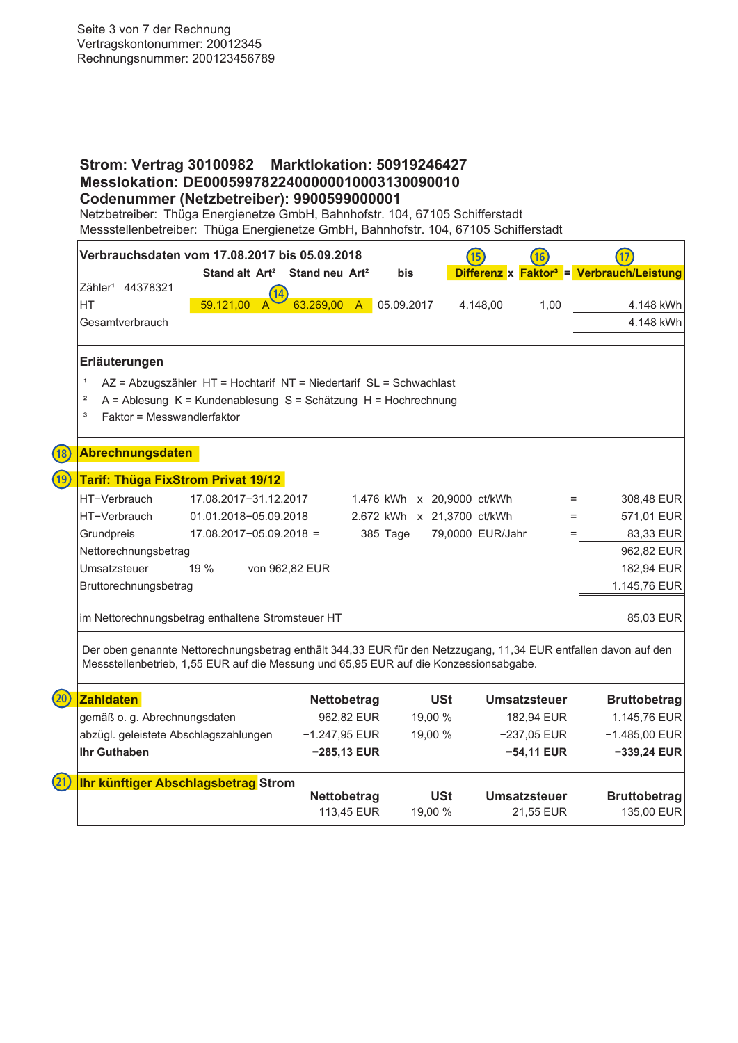Seite 3 von 7 der Rechnung
Vertragskontonummer: 20012345
Rechnungsnummer: 200123456789

## Strom: Vertrag 30100982 Marktlokation: 50919246427
## Messlokation: DE0005997822400000010003130090010
## Codenummer (Netzbetreiber): 9900599000001

Netzbetreiber: Thüga Energienetze GmbH, Bahnhofstr. 104, 67105 Schifferstadt
Messstellenbetreiber: Thüga Energienetze GmbH, Bahnhofstr. 104, 67105 Schifferstadt

**Verbrauchsdaten vom 17.08.2017 bis 05.09.2018**

| | Stand alt | Art[2] | Stand neu | Art[2] | bis | (15) Differenz | x | (16) Faktor[3] | = | (17) Verbrauch/Leistung |
|---|---|---|---|---|---|---|---|---|---|---|
| Zähler[1] 44378321 | | (14) | | | | | | | | |
| HT | 59.121,00 | A | 63.269,00 | A | 05.09.2017 | 4.148,00 | | 1,00 | | 4.148 kWh |
| Gesamtverbrauch | | | | | | | | | | 4.148 kWh |

**Erläuterungen**

[1] AZ = Abzugszähler HT = Hochtarif NT = Niedertarif SL = Schwachlast
[2] A = Ablesung K = Kundenablesung S = Schätzung H = Hochrechnung
[3] Faktor = Messwandlerfaktor

### (18) Abrechnungsdaten

### (19) Tarif: Thüga FixStrom Privat 19/12

| | | | | | |
|---|---|---|---|---|---|
| HT-Verbrauch | 17.08.2017–31.12.2017 | 1.476 kWh | x 20,9000 ct/kWh | = | 308,48 EUR |
| HT-Verbrauch | 01.01.2018–05.09.2018 | 2.672 kWh | x 21,3700 ct/kWh | = | 571,01 EUR |
| Grundpreis | 17.08.2017–05.09.2018 = | 385 Tage | 79,0000 EUR/Jahr | = | 83,33 EUR |
| Nettorechnungsbetrag | | | | | 962,82 EUR |
| Umsatzsteuer | 19 % | von 962,82 EUR | | | 182,94 EUR |
| Bruttorechnungsbetrag | | | | | 1.145,76 EUR |
| | | | | | |
| im Nettorechnungsbetrag enthaltene Stromsteuer HT | | | | | 85,03 EUR |

Der oben genannte Nettorechnungsbetrag enthält 344,33 EUR für den Netzzugang, 11,34 EUR entfallen davon auf den Messstellenbetrieb, 1,55 EUR auf die Messung und 65,95 EUR auf die Konzessionsabgabe.

### (20) Zahldaten

| | Nettobetrag | USt | Umsatzsteuer | Bruttobetrag |
|---|---|---|---|---|
| gemäß o. g. Abrechnungsdaten | 962,82 EUR | 19,00 % | 182,94 EUR | 1.145,76 EUR |
| abzügl. geleistete Abschlagszahlungen | −1.247,95 EUR | 19,00 % | −237,05 EUR | −1.485,00 EUR |
| **Ihr Guthaben** | **−285,13 EUR** | | **−54,11 EUR** | **−339,24 EUR** |

### (21) Ihr künftiger Abschlagsbetrag Strom

| | Nettobetrag | USt | Umsatzsteuer | Bruttobetrag |
|---|---|---|---|---|
| | 113,45 EUR | 19,00 % | 21,55 EUR | 135,00 EUR |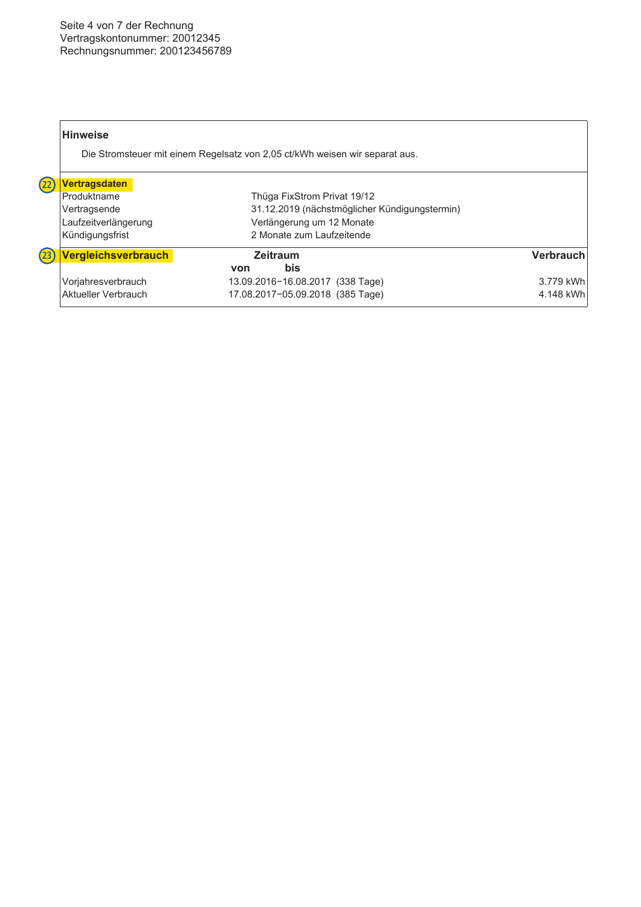## Hinweise

Die Stromsteuer mit einem Regelsatz von 2,05 ct/kWh weisen wir separat aus.

## (22) Vertragsdaten

| | |
|---|---|
| Produktname | Thüga FixStrom Privat 19/12 |
| Vertragsende | 31.12.2019 (nächstmöglicher Kündigungstermin) |
| Laufzeitverlängerung | Verlängerung um 12 Monate |
| Kündigungsfrist | 2 Monate zum Laufzeitende |

## (23) Vergleichsverbrauch

| | Zeitraum von – bis | Verbrauch |
|---|---|---|
| Vorjahresverbrauch | 13.09.2016–16.08.2017 (338 Tage) | 3.779 kWh |
| Aktueller Verbrauch | 17.08.2017–05.09.2018 (385 Tage) | 4.148 kWh |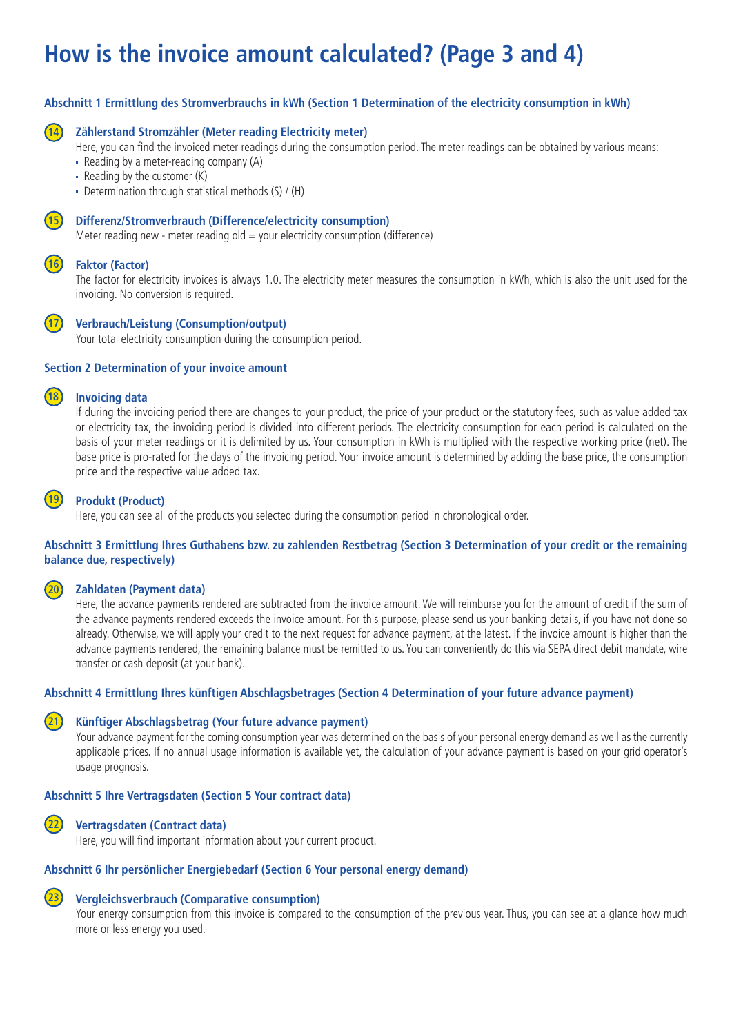# How is the invoice amount calculated? (Page 3 and 4)

### Abschnitt 1 Ermittlung des Stromverbrauchs in kWh (Section 1 Determination of the electricity consumption in kWh)

**(14) Zählerstand Stromzähler (Meter reading Electricity meter)**

Here, you can find the invoiced meter readings during the consumption period. The meter readings can be obtained by various means:

- Reading by a meter-reading company (A)
- Reading by the customer (K)
- Determination through statistical methods (S) / (H)

**(15) Differenz/Stromverbrauch (Difference/electricity consumption)**

Meter reading new - meter reading old = your electricity consumption (difference)

**(16) Faktor (Factor)**

The factor for electricity invoices is always 1.0. The electricity meter measures the consumption in kWh, which is also the unit used for the invoicing. No conversion is required.

**(17) Verbrauch/Leistung (Consumption/output)**

Your total electricity consumption during the consumption period.

### Section 2 Determination of your invoice amount

**(18) Invoicing data**

If during the invoicing period there are changes to your product, the price of your product or the statutory fees, such as value added tax or electricity tax, the invoicing period is divided into different periods. The electricity consumption for each period is calculated on the basis of your meter readings or it is delimited by us. Your consumption in kWh is multiplied with the respective working price (net). The base price is pro-rated for the days of the invoicing period. Your invoice amount is determined by adding the base price, the consumption price and the respective value added tax.

**(19) Produkt (Product)**

Here, you can see all of the products you selected during the consumption period in chronological order.

### Abschnitt 3 Ermittlung Ihres Guthabens bzw. zu zahlenden Restbetrag (Section 3 Determination of your credit or the remaining balance due, respectively)

**(20) Zahldaten (Payment data)**

Here, the advance payments rendered are subtracted from the invoice amount. We will reimburse you for the amount of credit if the sum of the advance payments rendered exceeds the invoice amount. For this purpose, please send us your banking details, if you have not done so already. Otherwise, we will apply your credit to the next request for advance payment, at the latest. If the invoice amount is higher than the advance payments rendered, the remaining balance must be remitted to us. You can conveniently do this via SEPA direct debit mandate, wire transfer or cash deposit (at your bank).

### Abschnitt 4 Ermittlung Ihres künftigen Abschlagsbetrages (Section 4 Determination of your future advance payment)

**(21) Künftiger Abschlagsbetrag (Your future advance payment)**

Your advance payment for the coming consumption year was determined on the basis of your personal energy demand as well as the currently applicable prices. If no annual usage information is available yet, the calculation of your advance payment is based on your grid operator's usage prognosis.

### Abschnitt 5 Ihre Vertragsdaten (Section 5 Your contract data)

**(22) Vertragsdaten (Contract data)**

Here, you will find important information about your current product.

### Abschnitt 6 Ihr persönlicher Energiebedarf (Section 6 Your personal energy demand)

**(23) Vergleichsverbrauch (Comparative consumption)**

Your energy consumption from this invoice is compared to the consumption of the previous year. Thus, you can see at a glance how much more or less energy you used.